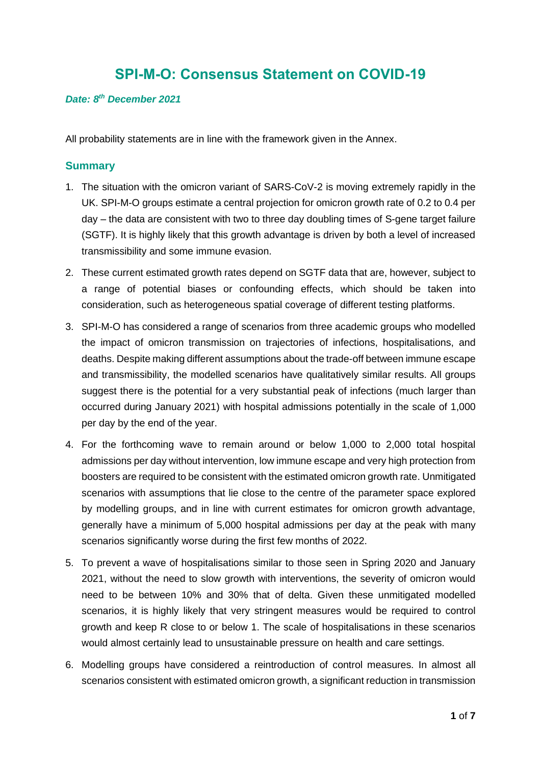# SPI-M-O: Consensus Statement on COVID-19

***Date: 8th December 2021***

All probability statements are in line with the framework given in the Annex.

## Summary

1. The situation with the omicron variant of SARS-CoV-2 is moving extremely rapidly in the UK. SPI-M-O groups estimate a central projection for omicron growth rate of 0.2 to 0.4 per day – the data are consistent with two to three day doubling times of S-gene target failure (SGTF). It is highly likely that this growth advantage is driven by both a level of increased transmissibility and some immune evasion.

2. These current estimated growth rates depend on SGTF data that are, however, subject to a range of potential biases or confounding effects, which should be taken into consideration, such as heterogeneous spatial coverage of different testing platforms.

3. SPI-M-O has considered a range of scenarios from three academic groups who modelled the impact of omicron transmission on trajectories of infections, hospitalisations, and deaths. Despite making different assumptions about the trade-off between immune escape and transmissibility, the modelled scenarios have qualitatively similar results. All groups suggest there is the potential for a very substantial peak of infections (much larger than occurred during January 2021) with hospital admissions potentially in the scale of 1,000 per day by the end of the year.

4. For the forthcoming wave to remain around or below 1,000 to 2,000 total hospital admissions per day without intervention, low immune escape and very high protection from boosters are required to be consistent with the estimated omicron growth rate. Unmitigated scenarios with assumptions that lie close to the centre of the parameter space explored by modelling groups, and in line with current estimates for omicron growth advantage, generally have a minimum of 5,000 hospital admissions per day at the peak with many scenarios significantly worse during the first few months of 2022.

5. To prevent a wave of hospitalisations similar to those seen in Spring 2020 and January 2021, without the need to slow growth with interventions, the severity of omicron would need to be between 10% and 30% that of delta. Given these unmitigated modelled scenarios, it is highly likely that very stringent measures would be required to control growth and keep R close to or below 1. The scale of hospitalisations in these scenarios would almost certainly lead to unsustainable pressure on health and care settings.

6. Modelling groups have considered a reintroduction of control measures. In almost all scenarios consistent with estimated omicron growth, a significant reduction in transmission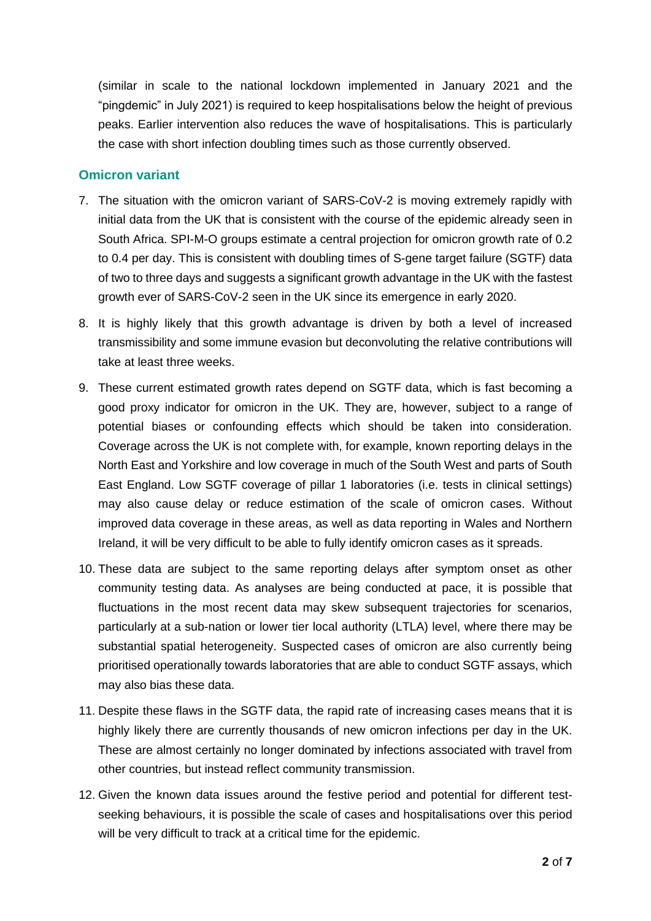(similar in scale to the national lockdown implemented in January 2021 and the "pingdemic" in July 2021) is required to keep hospitalisations below the height of previous peaks. Earlier intervention also reduces the wave of hospitalisations. This is particularly the case with short infection doubling times such as those currently observed.

## Omicron variant

7. The situation with the omicron variant of SARS-CoV-2 is moving extremely rapidly with initial data from the UK that is consistent with the course of the epidemic already seen in South Africa. SPI-M-O groups estimate a central projection for omicron growth rate of 0.2 to 0.4 per day. This is consistent with doubling times of S-gene target failure (SGTF) data of two to three days and suggests a significant growth advantage in the UK with the fastest growth ever of SARS-CoV-2 seen in the UK since its emergence in early 2020.

8. It is highly likely that this growth advantage is driven by both a level of increased transmissibility and some immune evasion but deconvoluting the relative contributions will take at least three weeks.

9. These current estimated growth rates depend on SGTF data, which is fast becoming a good proxy indicator for omicron in the UK. They are, however, subject to a range of potential biases or confounding effects which should be taken into consideration. Coverage across the UK is not complete with, for example, known reporting delays in the North East and Yorkshire and low coverage in much of the South West and parts of South East England. Low SGTF coverage of pillar 1 laboratories (i.e. tests in clinical settings) may also cause delay or reduce estimation of the scale of omicron cases. Without improved data coverage in these areas, as well as data reporting in Wales and Northern Ireland, it will be very difficult to be able to fully identify omicron cases as it spreads.

10. These data are subject to the same reporting delays after symptom onset as other community testing data. As analyses are being conducted at pace, it is possible that fluctuations in the most recent data may skew subsequent trajectories for scenarios, particularly at a sub-nation or lower tier local authority (LTLA) level, where there may be substantial spatial heterogeneity. Suspected cases of omicron are also currently being prioritised operationally towards laboratories that are able to conduct SGTF assays, which may also bias these data.

11. Despite these flaws in the SGTF data, the rapid rate of increasing cases means that it is highly likely there are currently thousands of new omicron infections per day in the UK. These are almost certainly no longer dominated by infections associated with travel from other countries, but instead reflect community transmission.

12. Given the known data issues around the festive period and potential for different test-seeking behaviours, it is possible the scale of cases and hospitalisations over this period will be very difficult to track at a critical time for the epidemic.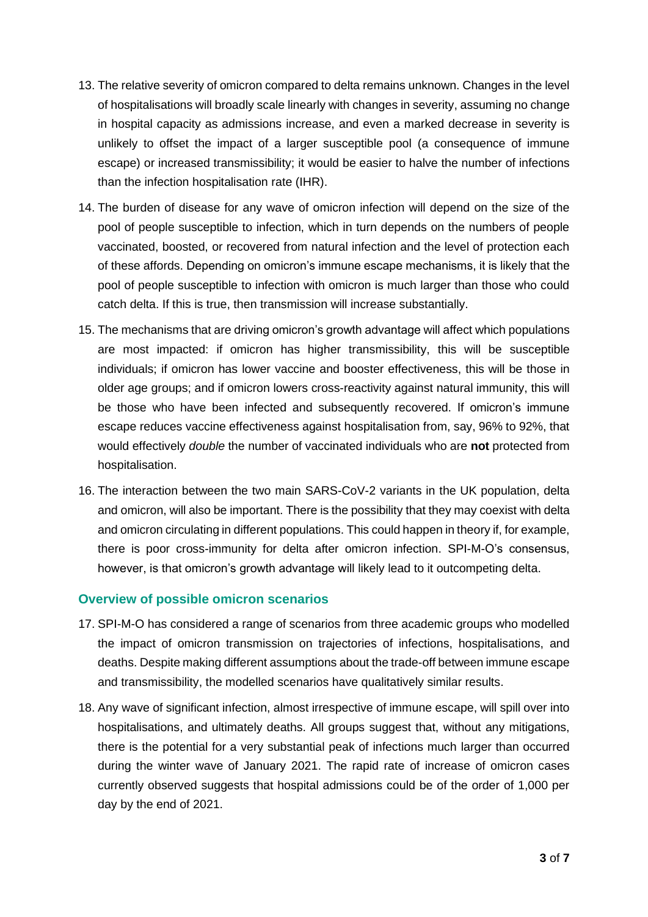13. The relative severity of omicron compared to delta remains unknown. Changes in the level of hospitalisations will broadly scale linearly with changes in severity, assuming no change in hospital capacity as admissions increase, and even a marked decrease in severity is unlikely to offset the impact of a larger susceptible pool (a consequence of immune escape) or increased transmissibility; it would be easier to halve the number of infections than the infection hospitalisation rate (IHR).

14. The burden of disease for any wave of omicron infection will depend on the size of the pool of people susceptible to infection, which in turn depends on the numbers of people vaccinated, boosted, or recovered from natural infection and the level of protection each of these affords. Depending on omicron's immune escape mechanisms, it is likely that the pool of people susceptible to infection with omicron is much larger than those who could catch delta. If this is true, then transmission will increase substantially.

15. The mechanisms that are driving omicron's growth advantage will affect which populations are most impacted: if omicron has higher transmissibility, this will be susceptible individuals; if omicron has lower vaccine and booster effectiveness, this will be those in older age groups; and if omicron lowers cross-reactivity against natural immunity, this will be those who have been infected and subsequently recovered. If omicron's immune escape reduces vaccine effectiveness against hospitalisation from, say, 96% to 92%, that would effectively *double* the number of vaccinated individuals who are **not** protected from hospitalisation.

16. The interaction between the two main SARS-CoV-2 variants in the UK population, delta and omicron, will also be important. There is the possibility that they may coexist with delta and omicron circulating in different populations. This could happen in theory if, for example, there is poor cross-immunity for delta after omicron infection. SPI-M-O's consensus, however, is that omicron's growth advantage will likely lead to it outcompeting delta.

## Overview of possible omicron scenarios

17. SPI-M-O has considered a range of scenarios from three academic groups who modelled the impact of omicron transmission on trajectories of infections, hospitalisations, and deaths. Despite making different assumptions about the trade-off between immune escape and transmissibility, the modelled scenarios have qualitatively similar results.

18. Any wave of significant infection, almost irrespective of immune escape, will spill over into hospitalisations, and ultimately deaths. All groups suggest that, without any mitigations, there is the potential for a very substantial peak of infections much larger than occurred during the winter wave of January 2021. The rapid rate of increase of omicron cases currently observed suggests that hospital admissions could be of the order of 1,000 per day by the end of 2021.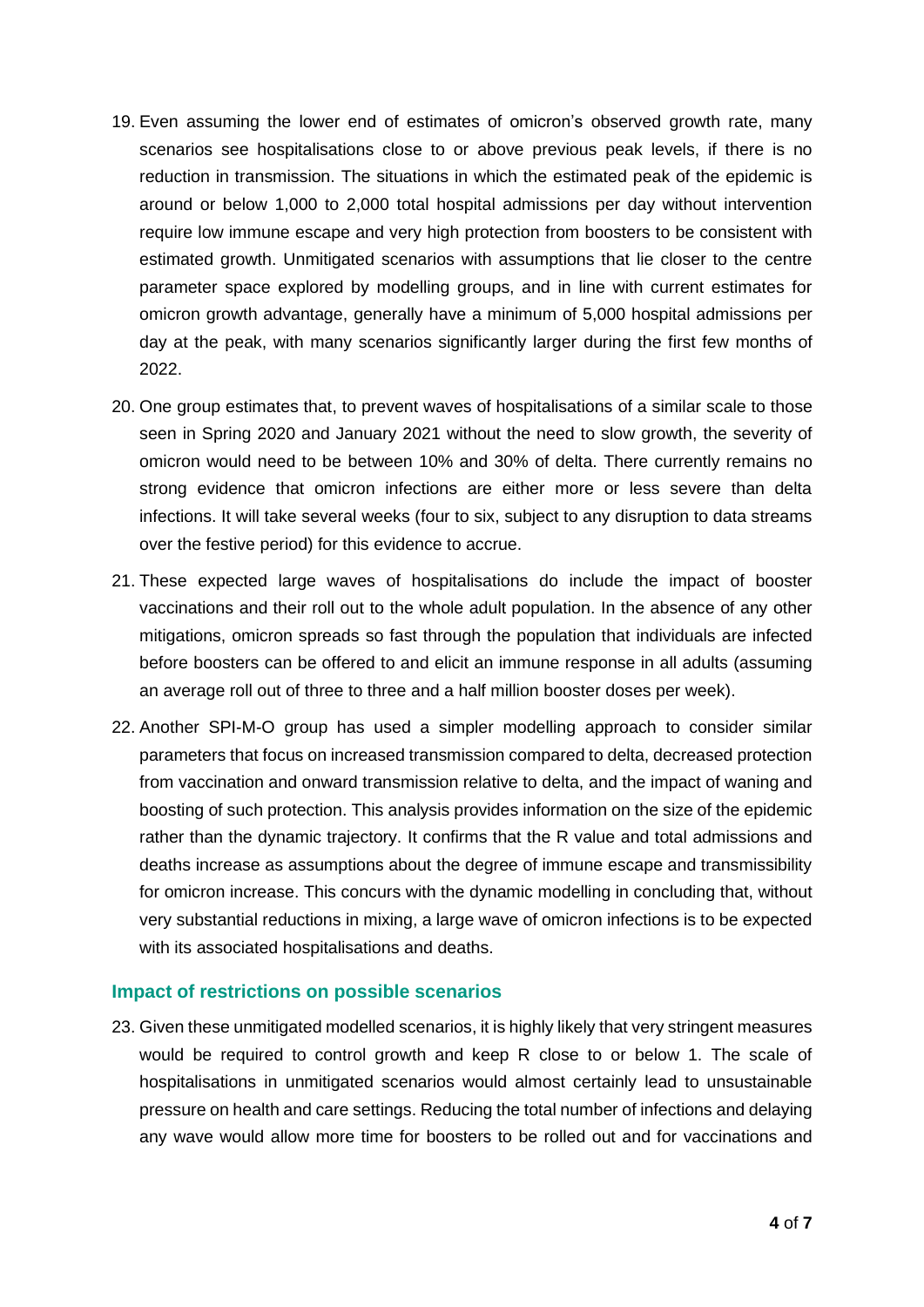19. Even assuming the lower end of estimates of omicron's observed growth rate, many scenarios see hospitalisations close to or above previous peak levels, if there is no reduction in transmission. The situations in which the estimated peak of the epidemic is around or below 1,000 to 2,000 total hospital admissions per day without intervention require low immune escape and very high protection from boosters to be consistent with estimated growth. Unmitigated scenarios with assumptions that lie closer to the centre parameter space explored by modelling groups, and in line with current estimates for omicron growth advantage, generally have a minimum of 5,000 hospital admissions per day at the peak, with many scenarios significantly larger during the first few months of 2022.

20. One group estimates that, to prevent waves of hospitalisations of a similar scale to those seen in Spring 2020 and January 2021 without the need to slow growth, the severity of omicron would need to be between 10% and 30% of delta. There currently remains no strong evidence that omicron infections are either more or less severe than delta infections. It will take several weeks (four to six, subject to any disruption to data streams over the festive period) for this evidence to accrue.

21. These expected large waves of hospitalisations do include the impact of booster vaccinations and their roll out to the whole adult population. In the absence of any other mitigations, omicron spreads so fast through the population that individuals are infected before boosters can be offered to and elicit an immune response in all adults (assuming an average roll out of three to three and a half million booster doses per week).

22. Another SPI-M-O group has used a simpler modelling approach to consider similar parameters that focus on increased transmission compared to delta, decreased protection from vaccination and onward transmission relative to delta, and the impact of waning and boosting of such protection. This analysis provides information on the size of the epidemic rather than the dynamic trajectory. It confirms that the R value and total admissions and deaths increase as assumptions about the degree of immune escape and transmissibility for omicron increase. This concurs with the dynamic modelling in concluding that, without very substantial reductions in mixing, a large wave of omicron infections is to be expected with its associated hospitalisations and deaths.

### Impact of restrictions on possible scenarios

23. Given these unmitigated modelled scenarios, it is highly likely that very stringent measures would be required to control growth and keep R close to or below 1. The scale of hospitalisations in unmitigated scenarios would almost certainly lead to unsustainable pressure on health and care settings. Reducing the total number of infections and delaying any wave would allow more time for boosters to be rolled out and for vaccinations and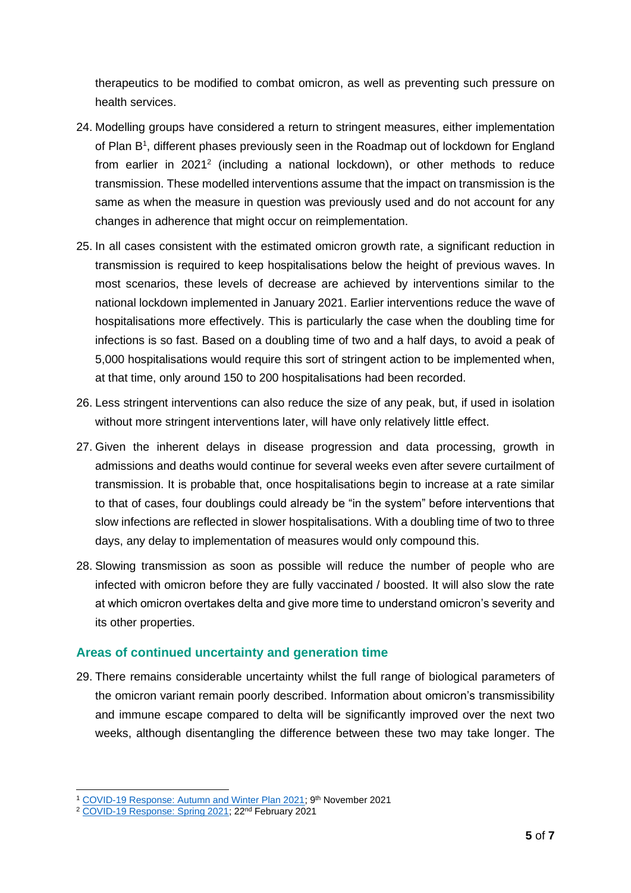therapeutics to be modified to combat omicron, as well as preventing such pressure on health services.

24. Modelling groups have considered a return to stringent measures, either implementation of Plan B[1], different phases previously seen in the Roadmap out of lockdown for England from earlier in 2021[2] (including a national lockdown), or other methods to reduce transmission. These modelled interventions assume that the impact on transmission is the same as when the measure in question was previously used and do not account for any changes in adherence that might occur on reimplementation.

25. In all cases consistent with the estimated omicron growth rate, a significant reduction in transmission is required to keep hospitalisations below the height of previous waves. In most scenarios, these levels of decrease are achieved by interventions similar to the national lockdown implemented in January 2021. Earlier interventions reduce the wave of hospitalisations more effectively. This is particularly the case when the doubling time for infections is so fast. Based on a doubling time of two and a half days, to avoid a peak of 5,000 hospitalisations would require this sort of stringent action to be implemented when, at that time, only around 150 to 200 hospitalisations had been recorded.

26. Less stringent interventions can also reduce the size of any peak, but, if used in isolation without more stringent interventions later, will have only relatively little effect.

27. Given the inherent delays in disease progression and data processing, growth in admissions and deaths would continue for several weeks even after severe curtailment of transmission. It is probable that, once hospitalisations begin to increase at a rate similar to that of cases, four doublings could already be "in the system" before interventions that slow infections are reflected in slower hospitalisations. With a doubling time of two to three days, any delay to implementation of measures would only compound this.

28. Slowing transmission as soon as possible will reduce the number of people who are infected with omicron before they are fully vaccinated / boosted. It will also slow the rate at which omicron overtakes delta and give more time to understand omicron's severity and its other properties.

## Areas of continued uncertainty and generation time

29. There remains considerable uncertainty whilst the full range of biological parameters of the omicron variant remain poorly described. Information about omicron's transmissibility and immune escape compared to delta will be significantly improved over the next two weeks, although disentangling the difference between these two may take longer. The

[1] COVID-19 Response: Autumn and Winter Plan 2021; 9th November 2021

[2] COVID-19 Response: Spring 2021; 22nd February 2021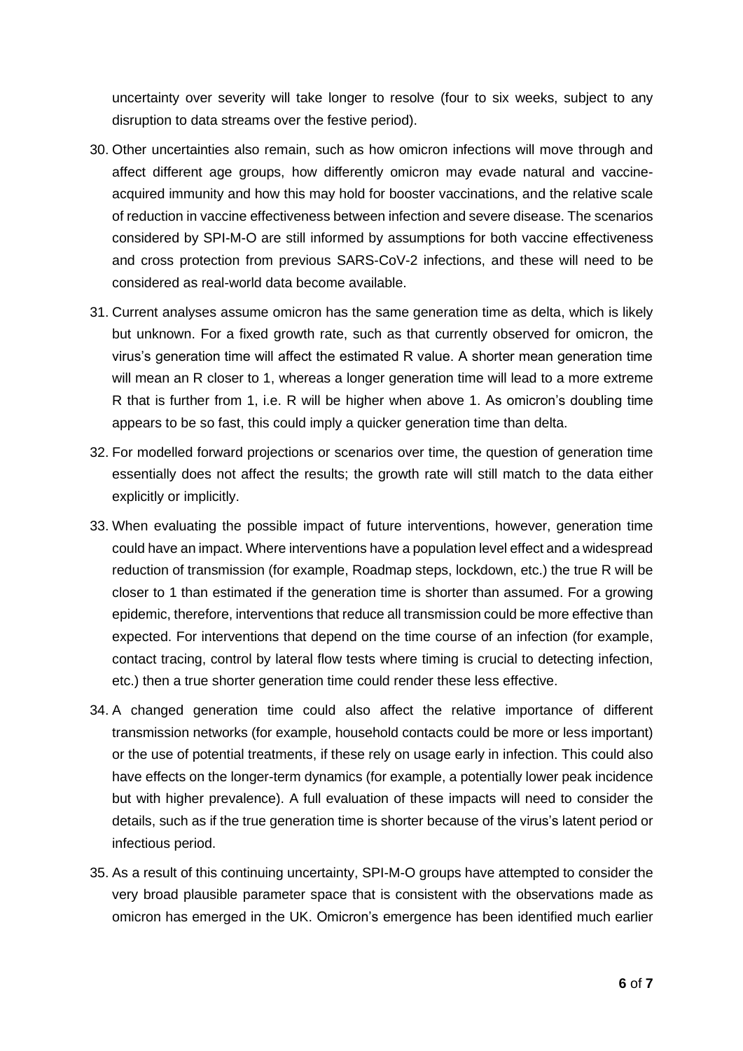uncertainty over severity will take longer to resolve (four to six weeks, subject to any disruption to data streams over the festive period).

30. Other uncertainties also remain, such as how omicron infections will move through and affect different age groups, how differently omicron may evade natural and vaccine-acquired immunity and how this may hold for booster vaccinations, and the relative scale of reduction in vaccine effectiveness between infection and severe disease. The scenarios considered by SPI-M-O are still informed by assumptions for both vaccine effectiveness and cross protection from previous SARS-CoV-2 infections, and these will need to be considered as real-world data become available.

31. Current analyses assume omicron has the same generation time as delta, which is likely but unknown. For a fixed growth rate, such as that currently observed for omicron, the virus's generation time will affect the estimated R value. A shorter mean generation time will mean an R closer to 1, whereas a longer generation time will lead to a more extreme R that is further from 1, i.e. R will be higher when above 1. As omicron's doubling time appears to be so fast, this could imply a quicker generation time than delta.

32. For modelled forward projections or scenarios over time, the question of generation time essentially does not affect the results; the growth rate will still match to the data either explicitly or implicitly.

33. When evaluating the possible impact of future interventions, however, generation time could have an impact. Where interventions have a population level effect and a widespread reduction of transmission (for example, Roadmap steps, lockdown, etc.) the true R will be closer to 1 than estimated if the generation time is shorter than assumed. For a growing epidemic, therefore, interventions that reduce all transmission could be more effective than expected. For interventions that depend on the time course of an infection (for example, contact tracing, control by lateral flow tests where timing is crucial to detecting infection, etc.) then a true shorter generation time could render these less effective.

34. A changed generation time could also affect the relative importance of different transmission networks (for example, household contacts could be more or less important) or the use of potential treatments, if these rely on usage early in infection. This could also have effects on the longer-term dynamics (for example, a potentially lower peak incidence but with higher prevalence). A full evaluation of these impacts will need to consider the details, such as if the true generation time is shorter because of the virus's latent period or infectious period.

35. As a result of this continuing uncertainty, SPI-M-O groups have attempted to consider the very broad plausible parameter space that is consistent with the observations made as omicron has emerged in the UK. Omicron's emergence has been identified much earlier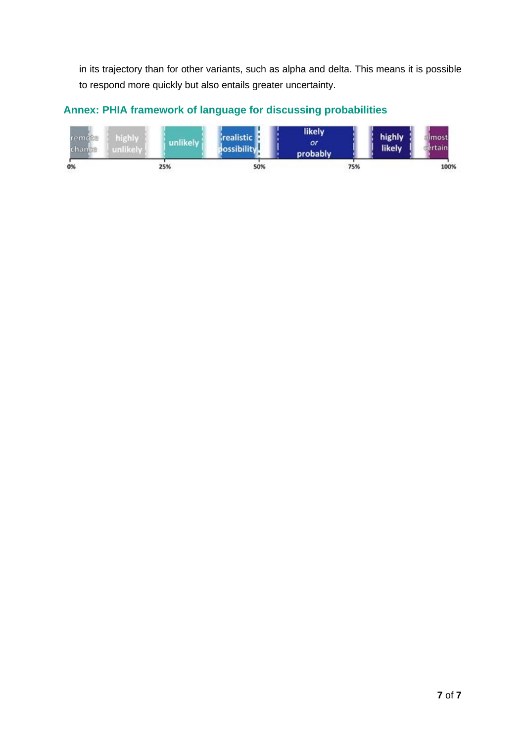in its trajectory than for other variants, such as alpha and delta. This means it is possible to respond more quickly but also entails greater uncertainty.

## Annex: PHIA framework of language for discussing probabilities

remote chance

highly unlikely

unlikely

realistic possibility

likely or probably

highly likely

almost certain

0%

25%

50%

75%

100%